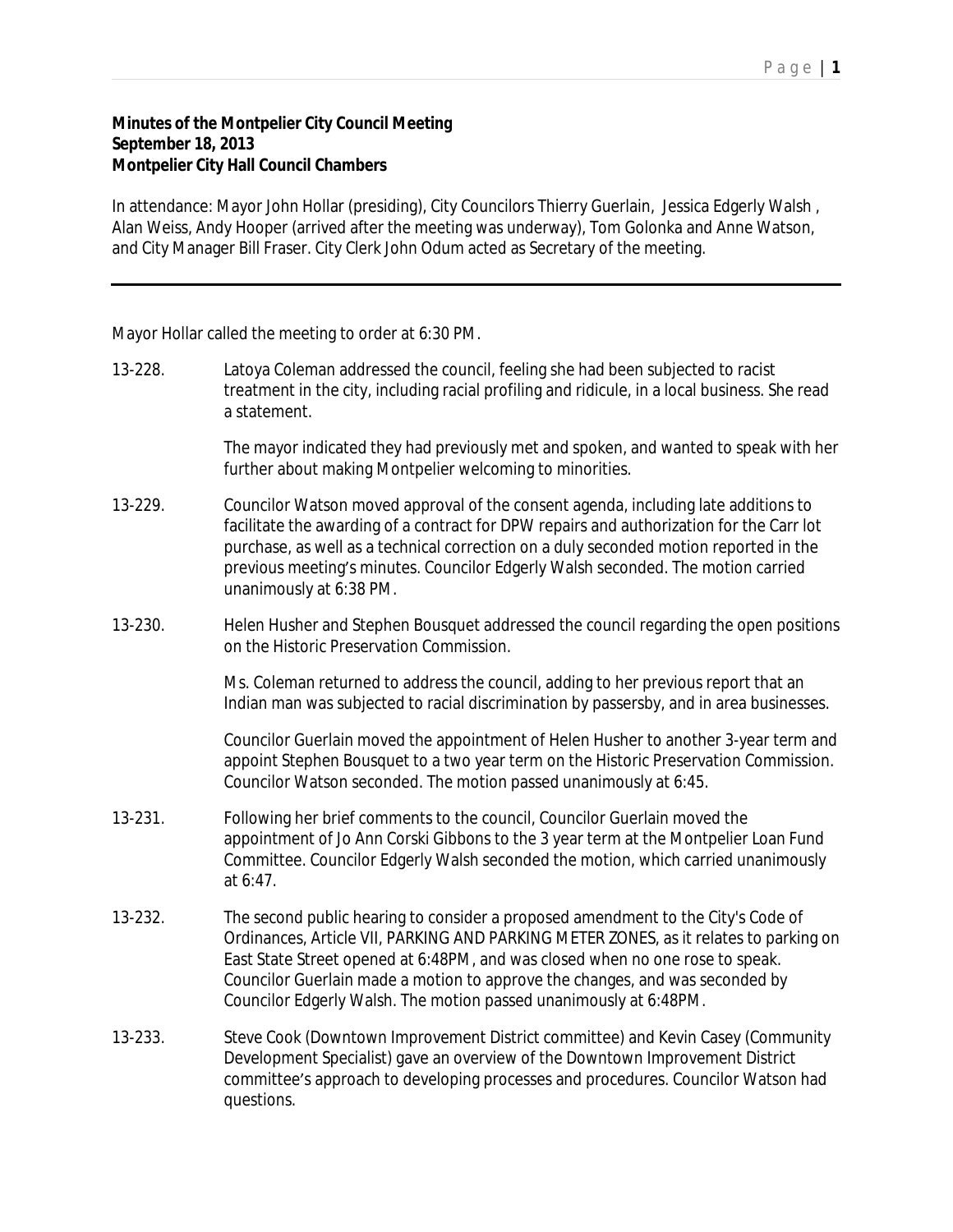**Minutes of the Montpelier City Council Meeting**
**September 18, 2013**
**Montpelier City Hall Council Chambers**

In attendance: Mayor John Hollar (presiding), City Councilors Thierry Guerlain, Jessica Edgerly Walsh , Alan Weiss, Andy Hooper (arrived after the meeting was underway), Tom Golonka and Anne Watson, and City Manager Bill Fraser. City Clerk John Odum acted as Secretary of the meeting.

---

Mayor Hollar called the meeting to order at 6:30 PM.

13-228. Latoya Coleman addressed the council, feeling she had been subjected to racist treatment in the city, including racial profiling and ridicule, in a local business. She read a statement.

The mayor indicated they had previously met and spoken, and wanted to speak with her further about making Montpelier welcoming to minorities.

13-229. Councilor Watson moved approval of the consent agenda, including late additions to facilitate the awarding of a contract for DPW repairs and authorization for the Carr lot purchase, as well as a technical correction on a duly seconded motion reported in the previous meeting's minutes. Councilor Edgerly Walsh seconded. The motion carried unanimously at 6:38 PM.

13-230. Helen Husher and Stephen Bousquet addressed the council regarding the open positions on the Historic Preservation Commission.

Ms. Coleman returned to address the council, adding to her previous report that an Indian man was subjected to racial discrimination by passersby, and in area businesses.

Councilor Guerlain moved the appointment of Helen Husher to another 3-year term and appoint Stephen Bousquet to a two year term on the Historic Preservation Commission. Councilor Watson seconded. The motion passed unanimously at 6:45.

13-231. Following her brief comments to the council, Councilor Guerlain moved the appointment of Jo Ann Corski Gibbons to the 3 year term at the Montpelier Loan Fund Committee. Councilor Edgerly Walsh seconded the motion, which carried unanimously at 6:47.

13-232. The second public hearing to consider a proposed amendment to the City's Code of Ordinances, Article VII, PARKING AND PARKING METER ZONES, as it relates to parking on East State Street opened at 6:48PM, and was closed when no one rose to speak. Councilor Guerlain made a motion to approve the changes, and was seconded by Councilor Edgerly Walsh. The motion passed unanimously at 6:48PM.

13-233. Steve Cook (Downtown Improvement District committee) and Kevin Casey (Community Development Specialist) gave an overview of the Downtown Improvement District committee's approach to developing processes and procedures. Councilor Watson had questions.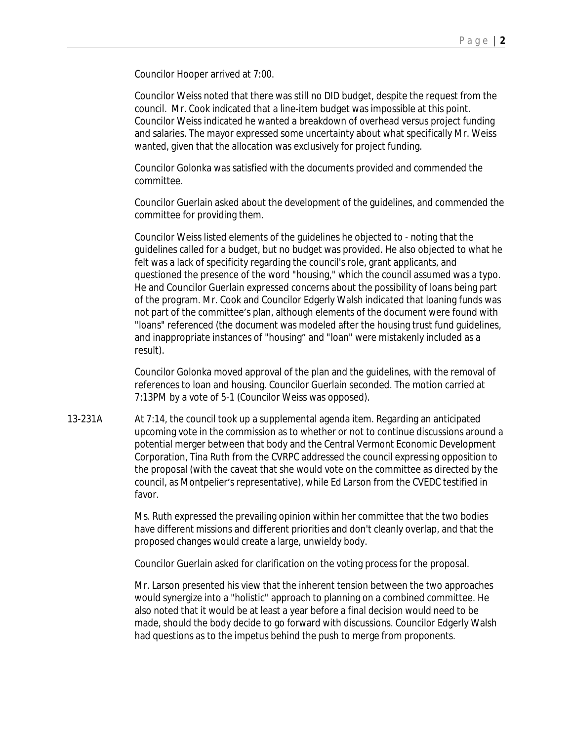Councilor Hooper arrived at 7:00.

Councilor Weiss noted that there was still no DID budget, despite the request from the council. Mr. Cook indicated that a line-item budget was impossible at this point. Councilor Weiss indicated he wanted a breakdown of overhead versus project funding and salaries. The mayor expressed some uncertainty about what specifically Mr. Weiss wanted, given that the allocation was exclusively for project funding.

Councilor Golonka was satisfied with the documents provided and commended the committee.

Councilor Guerlain asked about the development of the guidelines, and commended the committee for providing them.

Councilor Weiss listed elements of the guidelines he objected to - noting that the guidelines called for a budget, but no budget was provided. He also objected to what he felt was a lack of specificity regarding the council's role, grant applicants, and questioned the presence of the word "housing," which the council assumed was a typo. He and Councilor Guerlain expressed concerns about the possibility of loans being part of the program. Mr. Cook and Councilor Edgerly Walsh indicated that loaning funds was not part of the committee's plan, although elements of the document were found with "loans" referenced (the document was modeled after the housing trust fund guidelines, and inappropriate instances of "housing" and "loan" were mistakenly included as a result).

Councilor Golonka moved approval of the plan and the guidelines, with the removal of references to loan and housing. Councilor Guerlain seconded. The motion carried at 7:13PM by a vote of 5-1 (Councilor Weiss was opposed).

13-231A At 7:14, the council took up a supplemental agenda item. Regarding an anticipated upcoming vote in the commission as to whether or not to continue discussions around a potential merger between that body and the Central Vermont Economic Development Corporation, Tina Ruth from the CVRPC addressed the council expressing opposition to the proposal (with the caveat that she would vote on the committee as directed by the council, as Montpelier's representative), while Ed Larson from the CVEDC testified in favor.

Ms. Ruth expressed the prevailing opinion within her committee that the two bodies have different missions and different priorities and don't cleanly overlap, and that the proposed changes would create a large, unwieldy body.

Councilor Guerlain asked for clarification on the voting process for the proposal.

Mr. Larson presented his view that the inherent tension between the two approaches would synergize into a "holistic" approach to planning on a combined committee. He also noted that it would be at least a year before a final decision would need to be made, should the body decide to go forward with discussions. Councilor Edgerly Walsh had questions as to the impetus behind the push to merge from proponents.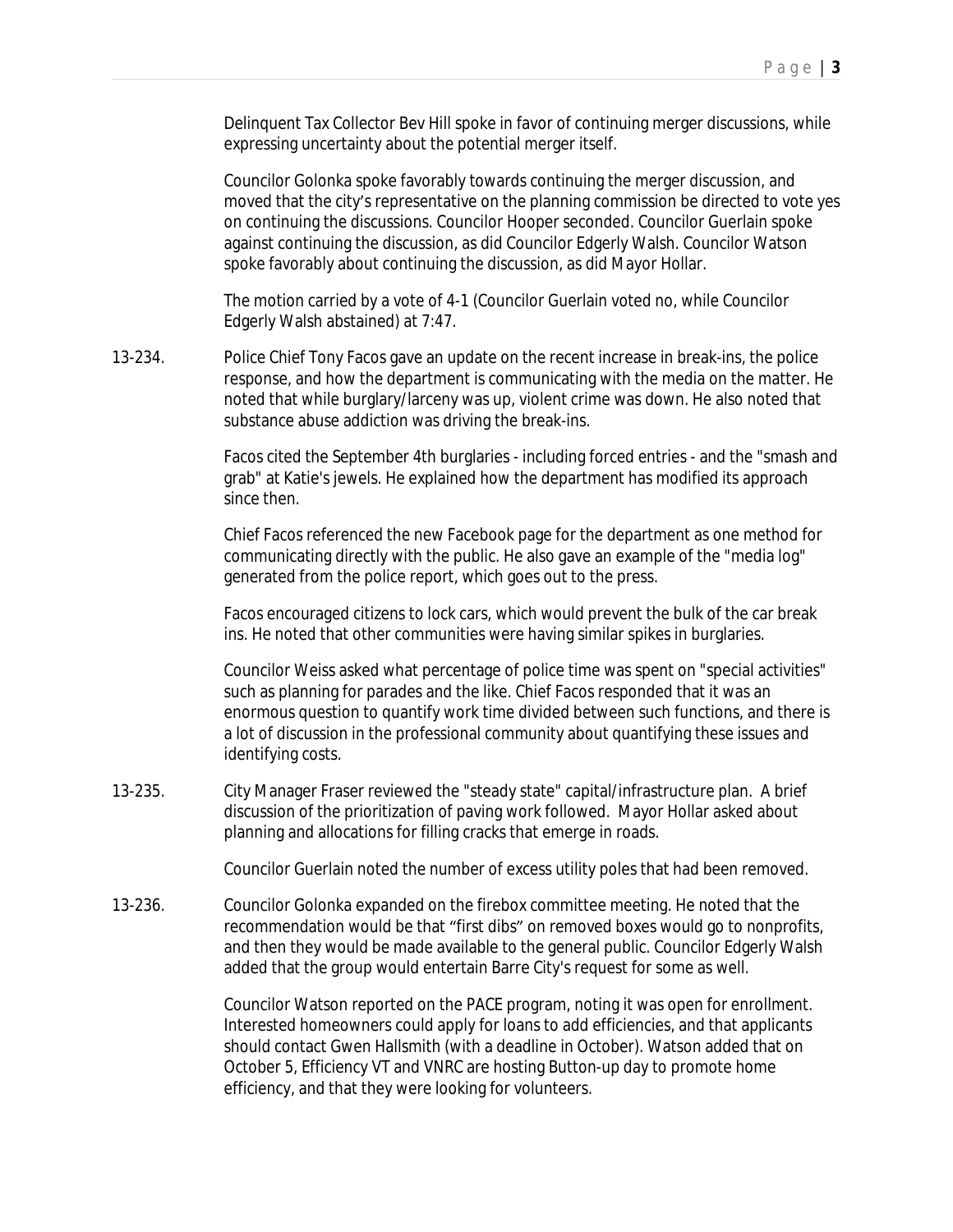Delinquent Tax Collector Bev Hill spoke in favor of continuing merger discussions, while expressing uncertainty about the potential merger itself.

Councilor Golonka spoke favorably towards continuing the merger discussion, and moved that the city's representative on the planning commission be directed to vote yes on continuing the discussions. Councilor Hooper seconded. Councilor Guerlain spoke against continuing the discussion, as did Councilor Edgerly Walsh. Councilor Watson spoke favorably about continuing the discussion, as did Mayor Hollar.

The motion carried by a vote of 4-1 (Councilor Guerlain voted no, while Councilor Edgerly Walsh abstained) at 7:47.

13-234. Police Chief Tony Facos gave an update on the recent increase in break-ins, the police response, and how the department is communicating with the media on the matter. He noted that while burglary/larceny was up, violent crime was down. He also noted that substance abuse addiction was driving the break-ins.

Facos cited the September 4th burglaries - including forced entries - and the "smash and grab" at Katie's jewels. He explained how the department has modified its approach since then.

Chief Facos referenced the new Facebook page for the department as one method for communicating directly with the public. He also gave an example of the "media log" generated from the police report, which goes out to the press.

Facos encouraged citizens to lock cars, which would prevent the bulk of the car break ins. He noted that other communities were having similar spikes in burglaries.

Councilor Weiss asked what percentage of police time was spent on "special activities" such as planning for parades and the like. Chief Facos responded that it was an enormous question to quantify work time divided between such functions, and there is a lot of discussion in the professional community about quantifying these issues and identifying costs.

13-235. City Manager Fraser reviewed the "steady state" capital/infrastructure plan. A brief discussion of the prioritization of paving work followed. Mayor Hollar asked about planning and allocations for filling cracks that emerge in roads.

Councilor Guerlain noted the number of excess utility poles that had been removed.

13-236. Councilor Golonka expanded on the firebox committee meeting. He noted that the recommendation would be that "first dibs" on removed boxes would go to nonprofits, and then they would be made available to the general public. Councilor Edgerly Walsh added that the group would entertain Barre City's request for some as well.

Councilor Watson reported on the PACE program, noting it was open for enrollment. Interested homeowners could apply for loans to add efficiencies, and that applicants should contact Gwen Hallsmith (with a deadline in October). Watson added that on October 5, Efficiency VT and VNRC are hosting Button-up day to promote home efficiency, and that they were looking for volunteers.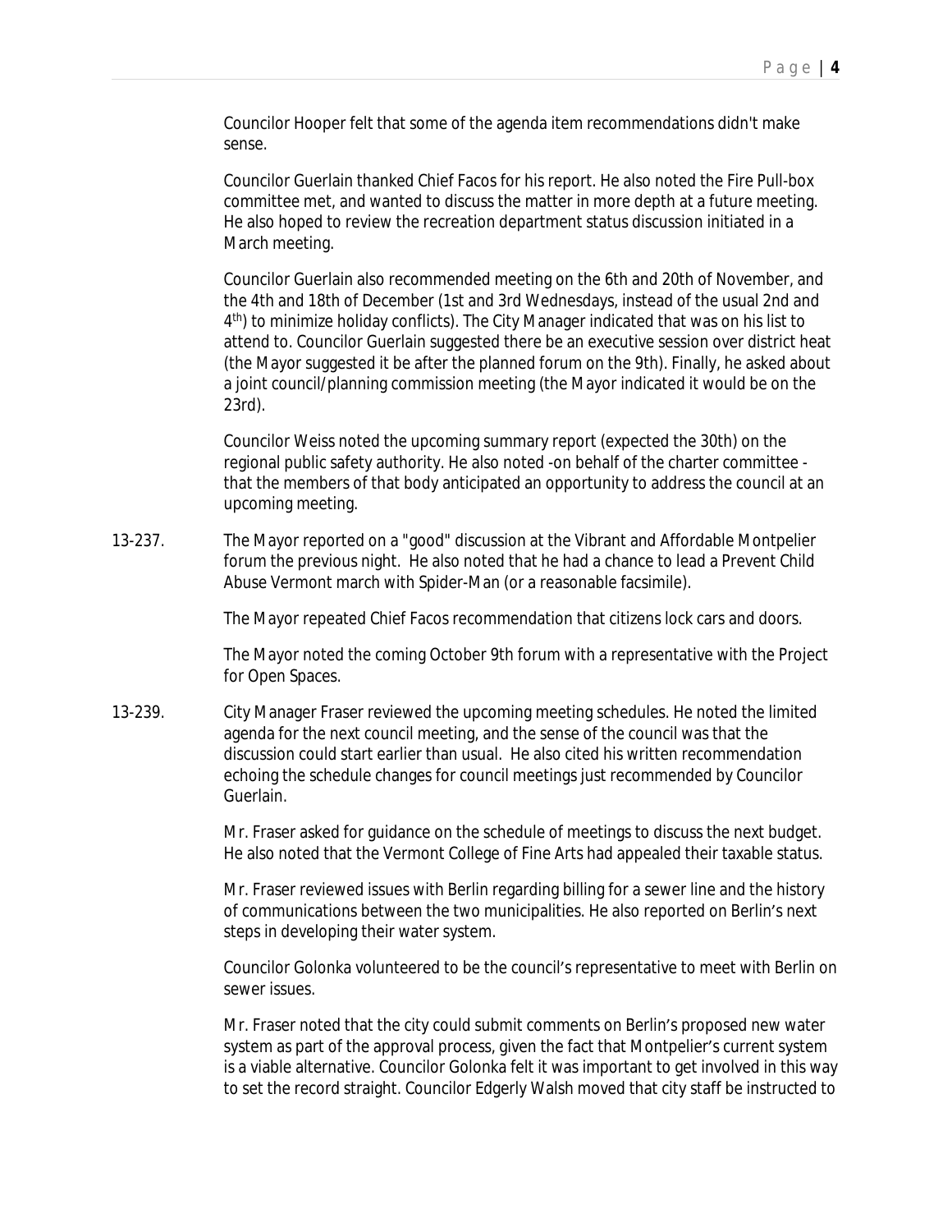Councilor Hooper felt that some of the agenda item recommendations didn't make sense.

Councilor Guerlain thanked Chief Facos for his report. He also noted the Fire Pull-box committee met, and wanted to discuss the matter in more depth at a future meeting. He also hoped to review the recreation department status discussion initiated in a March meeting.

Councilor Guerlain also recommended meeting on the 6th and 20th of November, and the 4th and 18th of December (1st and 3rd Wednesdays, instead of the usual 2nd and 4th) to minimize holiday conflicts). The City Manager indicated that was on his list to attend to. Councilor Guerlain suggested there be an executive session over district heat (the Mayor suggested it be after the planned forum on the 9th). Finally, he asked about a joint council/planning commission meeting (the Mayor indicated it would be on the 23rd).

Councilor Weiss noted the upcoming summary report (expected the 30th) on the regional public safety authority. He also noted -on behalf of the charter committee - that the members of that body anticipated an opportunity to address the council at an upcoming meeting.

13-237. The Mayor reported on a "good" discussion at the Vibrant and Affordable Montpelier forum the previous night. He also noted that he had a chance to lead a Prevent Child Abuse Vermont march with Spider-Man (or a reasonable facsimile).

The Mayor repeated Chief Facos recommendation that citizens lock cars and doors.

The Mayor noted the coming October 9th forum with a representative with the Project for Open Spaces.

13-239. City Manager Fraser reviewed the upcoming meeting schedules. He noted the limited agenda for the next council meeting, and the sense of the council was that the discussion could start earlier than usual. He also cited his written recommendation echoing the schedule changes for council meetings just recommended by Councilor Guerlain.

Mr. Fraser asked for guidance on the schedule of meetings to discuss the next budget. He also noted that the Vermont College of Fine Arts had appealed their taxable status.

Mr. Fraser reviewed issues with Berlin regarding billing for a sewer line and the history of communications between the two municipalities. He also reported on Berlin's next steps in developing their water system.

Councilor Golonka volunteered to be the council's representative to meet with Berlin on sewer issues.

Mr. Fraser noted that the city could submit comments on Berlin's proposed new water system as part of the approval process, given the fact that Montpelier's current system is a viable alternative. Councilor Golonka felt it was important to get involved in this way to set the record straight. Councilor Edgerly Walsh moved that city staff be instructed to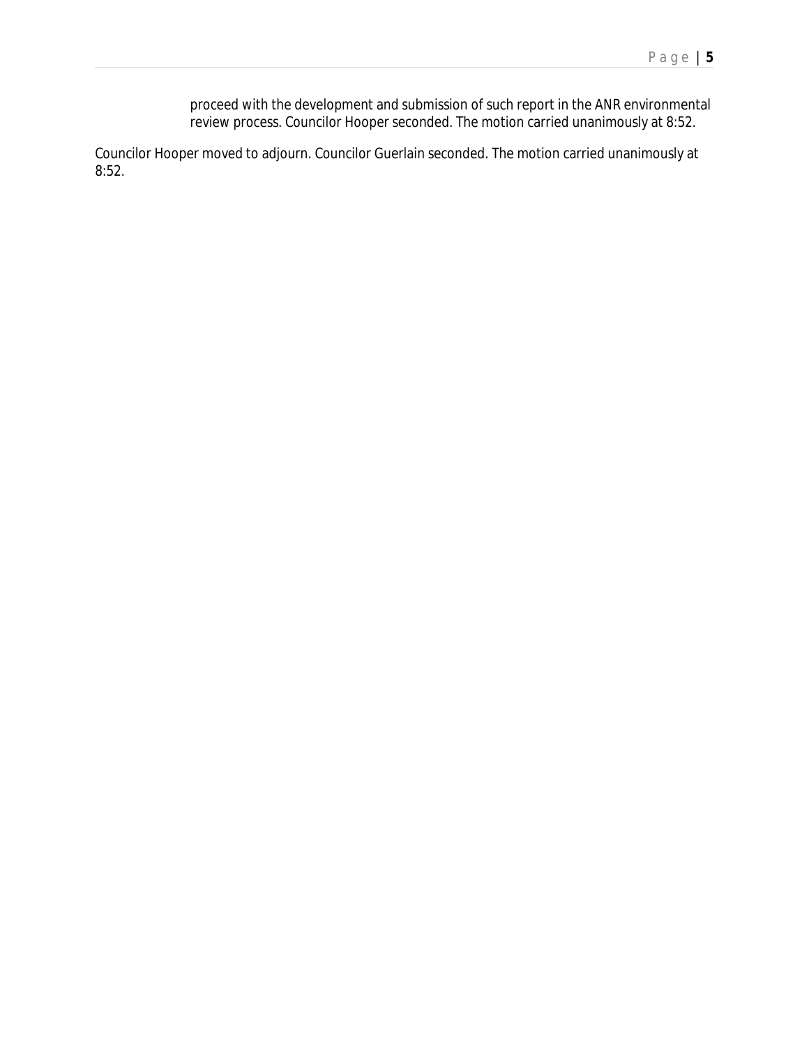proceed with the development and submission of such report in the ANR environmental review process. Councilor Hooper seconded. The motion carried unanimously at 8:52.

Councilor Hooper moved to adjourn. Councilor Guerlain seconded. The motion carried unanimously at 8:52.